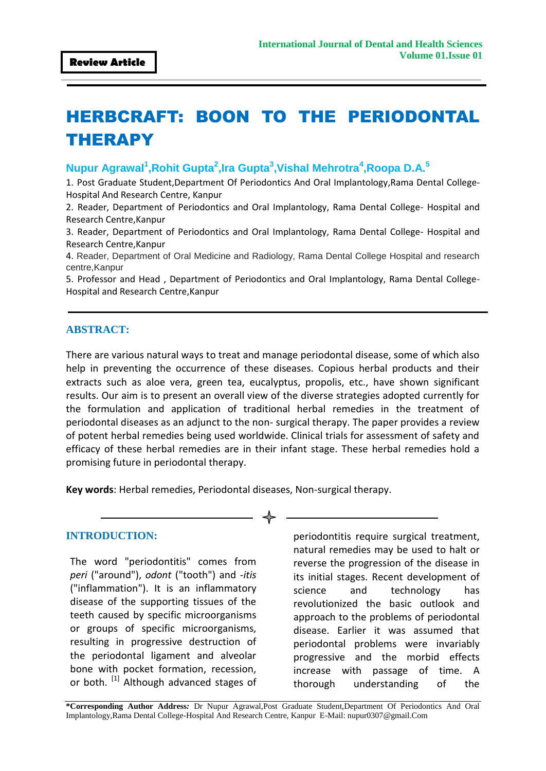Review Article

# HERBCRAFT: BOON TO THE PERIODONTAL THERAPY

**Nupur Agrawal[1], Rohit Gupta[2], Ira Gupta[3], Vishal Mehrotra[4], Roopa D.A.[5]**

1. Post Graduate Student,Department Of Periodontics And Oral Implantology,Rama Dental College-Hospital And Research Centre, Kanpur
2. Reader, Department of Periodontics and Oral Implantology, Rama Dental College- Hospital and Research Centre,Kanpur
3. Reader, Department of Periodontics and Oral Implantology, Rama Dental College- Hospital and Research Centre,Kanpur
4. Reader, Department of Oral Medicine and Radiology, Rama Dental College Hospital and research centre,Kanpur
5. Professor and Head , Department of Periodontics and Oral Implantology, Rama Dental College-Hospital and Research Centre,Kanpur

## ABSTRACT:

There are various natural ways to treat and manage periodontal disease, some of which also help in preventing the occurrence of these diseases. Copious herbal products and their extracts such as aloe vera, green tea, eucalyptus, propolis, etc., have shown significant results. Our aim is to present an overall view of the diverse strategies adopted currently for the formulation and application of traditional herbal remedies in the treatment of periodontal diseases as an adjunct to the non- surgical therapy. The paper provides a review of potent herbal remedies being used worldwide. Clinical trials for assessment of safety and efficacy of these herbal remedies are in their infant stage. These herbal remedies hold a promising future in periodontal therapy.

**Key words**: Herbal remedies, Periodontal diseases, Non-surgical therapy.

## INTRODUCTION:

The word "periodontitis" comes from *peri* ("around"), *odont* ("tooth") and *-itis* ("inflammation"). It is an inflammatory disease of the supporting tissues of the teeth caused by specific microorganisms or groups of specific microorganisms, resulting in progressive destruction of the periodontal ligament and alveolar bone with pocket formation, recession, or both. [1] Although advanced stages of periodontitis require surgical treatment, natural remedies may be used to halt or reverse the progression of the disease in its initial stages. Recent development of science and technology has revolutionized the basic outlook and approach to the problems of periodontal disease. Earlier it was assumed that periodontal problems were invariably progressive and the morbid effects increase with passage of time. A thorough understanding of the

**\*Corresponding Author Address:** Dr Nupur Agrawal,Post Graduate Student,Department Of Periodontics And Oral Implantology,Rama Dental College-Hospital And Research Centre, Kanpur E-Mail: nupur0307@gmail.Com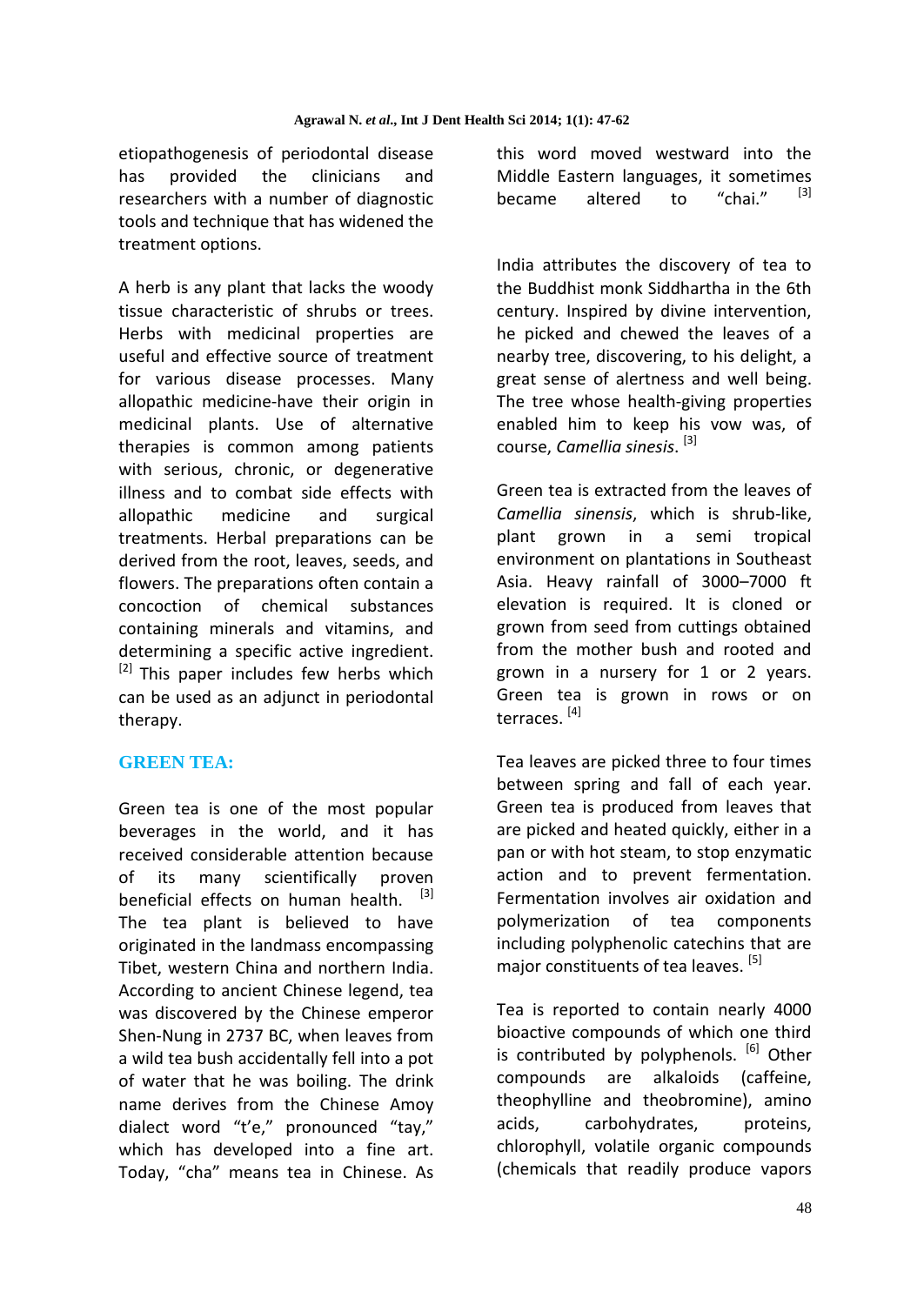etiopathogenesis of periodontal disease has provided the clinicians and researchers with a number of diagnostic tools and technique that has widened the treatment options.

A herb is any plant that lacks the woody tissue characteristic of shrubs or trees. Herbs with medicinal properties are useful and effective source of treatment for various disease processes. Many allopathic medicine-have their origin in medicinal plants. Use of alternative therapies is common among patients with serious, chronic, or degenerative illness and to combat side effects with allopathic medicine and surgical treatments. Herbal preparations can be derived from the root, leaves, seeds, and flowers. The preparations often contain a concoction of chemical substances containing minerals and vitamins, and determining a specific active ingredient. [2] This paper includes few herbs which can be used as an adjunct in periodontal therapy.

## GREEN TEA:

Green tea is one of the most popular beverages in the world, and it has received considerable attention because of its many scientifically proven beneficial effects on human health. [3] The tea plant is believed to have originated in the landmass encompassing Tibet, western China and northern India. According to ancient Chinese legend, tea was discovered by the Chinese emperor Shen-Nung in 2737 BC, when leaves from a wild tea bush accidentally fell into a pot of water that he was boiling. The drink name derives from the Chinese Amoy dialect word "t'e," pronounced "tay," which has developed into a fine art. Today, "cha" means tea in Chinese. As this word moved westward into the Middle Eastern languages, it sometimes became altered to "chai." [3]

India attributes the discovery of tea to the Buddhist monk Siddhartha in the 6th century. Inspired by divine intervention, he picked and chewed the leaves of a nearby tree, discovering, to his delight, a great sense of alertness and well being. The tree whose health-giving properties enabled him to keep his vow was, of course, *Camellia sinesis*. [3]

Green tea is extracted from the leaves of *Camellia sinensis*, which is shrub-like, plant grown in a semi tropical environment on plantations in Southeast Asia. Heavy rainfall of 3000–7000 ft elevation is required. It is cloned or grown from seed from cuttings obtained from the mother bush and rooted and grown in a nursery for 1 or 2 years. Green tea is grown in rows or on terraces. [4]

Tea leaves are picked three to four times between spring and fall of each year. Green tea is produced from leaves that are picked and heated quickly, either in a pan or with hot steam, to stop enzymatic action and to prevent fermentation. Fermentation involves air oxidation and polymerization of tea components including polyphenolic catechins that are major constituents of tea leaves. [5]

Tea is reported to contain nearly 4000 bioactive compounds of which one third is contributed by polyphenols. [6] Other compounds are alkaloids (caffeine, theophylline and theobromine), amino acids, carbohydrates, proteins, chlorophyll, volatile organic compounds (chemicals that readily produce vapors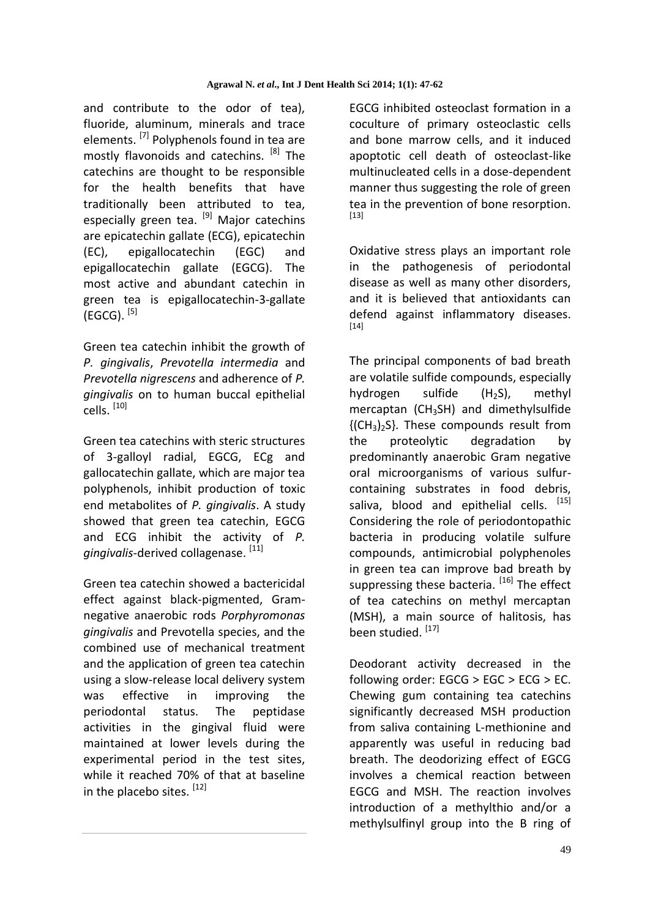and contribute to the odor of tea), fluoride, aluminum, minerals and trace elements. [7] Polyphenols found in tea are mostly flavonoids and catechins. [8] The catechins are thought to be responsible for the health benefits that have traditionally been attributed to tea, especially green tea. [9] Major catechins are epicatechin gallate (ECG), epicatechin (EC), epigallocatechin (EGC) and epigallocatechin gallate (EGCG). The most active and abundant catechin in green tea is epigallocatechin-3-gallate (EGCG). [5]

Green tea catechin inhibit the growth of *P. gingivalis*, *Prevotella intermedia* and *Prevotella nigrescens* and adherence of *P. gingivalis* on to human buccal epithelial cells. [10]

Green tea catechins with steric structures of 3-galloyl radial, EGCG, ECg and gallocatechin gallate, which are major tea polyphenols, inhibit production of toxic end metabolites of *P. gingivalis*. A study showed that green tea catechin, EGCG and ECG inhibit the activity of *P. gingivalis*-derived collagenase. [11]

Green tea catechin showed a bactericidal effect against black-pigmented, Gram-negative anaerobic rods *Porphyromonas gingivalis* and Prevotella species, and the combined use of mechanical treatment and the application of green tea catechin using a slow-release local delivery system was effective in improving the periodontal status. The peptidase activities in the gingival fluid were maintained at lower levels during the experimental period in the test sites, while it reached 70% of that at baseline in the placebo sites. [12]

EGCG inhibited osteoclast formation in a coculture of primary osteoclastic cells and bone marrow cells, and it induced apoptotic cell death of osteoclast-like multinucleated cells in a dose-dependent manner thus suggesting the role of green tea in the prevention of bone resorption. [13]

Oxidative stress plays an important role in the pathogenesis of periodontal disease as well as many other disorders, and it is believed that antioxidants can defend against inflammatory diseases. [14]

The principal components of bad breath are volatile sulfide compounds, especially hydrogen sulfide ($H_2S$), methyl mercaptan ($CH_3SH$) and dimethylsulfide {$(CH_3)_2S$}. These compounds result from the proteolytic degradation by predominantly anaerobic Gram negative oral microorganisms of various sulfur-containing substrates in food debris, saliva, blood and epithelial cells. [15] Considering the role of periodontopathic bacteria in producing volatile sulfure compounds, antimicrobial polyphenoles in green tea can improve bad breath by suppressing these bacteria. [16] The effect of tea catechins on methyl mercaptan (MSH), a main source of halitosis, has been studied. [17]

Deodorant activity decreased in the following order: EGCG > EGC > ECG > EC. Chewing gum containing tea catechins significantly decreased MSH production from saliva containing L-methionine and apparently was useful in reducing bad breath. The deodorizing effect of EGCG involves a chemical reaction between EGCG and MSH. The reaction involves introduction of a methylthio and/or a methylsulfinyl group into the B ring of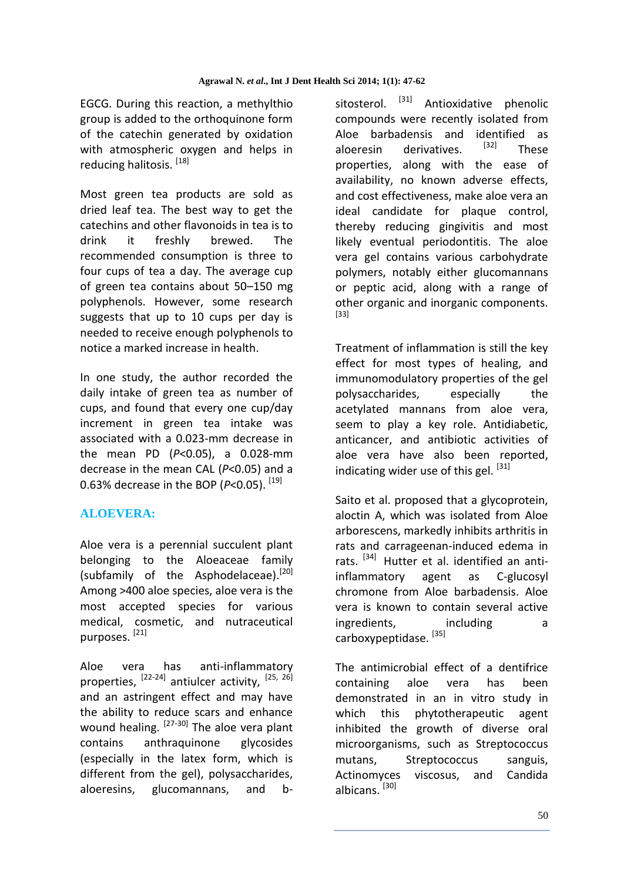EGCG. During this reaction, a methylthio group is added to the orthoquinone form of the catechin generated by oxidation with atmospheric oxygen and helps in reducing halitosis. [18]

Most green tea products are sold as dried leaf tea. The best way to get the catechins and other flavonoids in tea is to drink it freshly brewed. The recommended consumption is three to four cups of tea a day. The average cup of green tea contains about 50–150 mg polyphenols. However, some research suggests that up to 10 cups per day is needed to receive enough polyphenols to notice a marked increase in health.

In one study, the author recorded the daily intake of green tea as number of cups, and found that every one cup/day increment in green tea intake was associated with a 0.023-mm decrease in the mean PD ($P<0.05$), a 0.028-mm decrease in the mean CAL ($P<0.05$) and a 0.63% decrease in the BOP ($P<0.05$). [19]

## ALOEVERA:

Aloe vera is a perennial succulent plant belonging to the Aloeaceae family (subfamily of the Asphodelaceae).[20] Among >400 aloe species, aloe vera is the most accepted species for various medical, cosmetic, and nutraceutical purposes. [21]

Aloe vera has anti-inflammatory properties, [22-24] antiulcer activity, [25, 26] and an astringent effect and may have the ability to reduce scars and enhance wound healing. [27-30] The aloe vera plant contains anthraquinone glycosides (especially in the latex form, which is different from the gel), polysaccharides, aloeresins, glucomannans, and b-sitosterol. [31] Antioxidative phenolic compounds were recently isolated from Aloe barbadensis and identified as aloeresin derivatives. [32] These properties, along with the ease of availability, no known adverse effects, and cost effectiveness, make aloe vera an ideal candidate for plaque control, thereby reducing gingivitis and most likely eventual periodontitis. The aloe vera gel contains various carbohydrate polymers, notably either glucomannans or peptic acid, along with a range of other organic and inorganic components. [33]

Treatment of inflammation is still the key effect for most types of healing, and immunomodulatory properties of the gel polysaccharides, especially the acetylated mannans from aloe vera, seem to play a key role. Antidiabetic, anticancer, and antibiotic activities of aloe vera have also been reported, indicating wider use of this gel. [31]

Saito et al. proposed that a glycoprotein, aloctin A, which was isolated from Aloe arborescens, markedly inhibits arthritis in rats and carrageenan-induced edema in rats. [34] Hutter et al. identified an anti-inflammatory agent as C-glucosyl chromone from Aloe barbadensis. Aloe vera is known to contain several active ingredients, including a carboxypeptidase. [35]

The antimicrobial effect of a dentifrice containing aloe vera has been demonstrated in an in vitro study in which this phytotherapeutic agent inhibited the growth of diverse oral microorganisms, such as Streptococcus mutans, Streptococcus sanguis, Actinomyces viscosus, and Candida albicans. [30]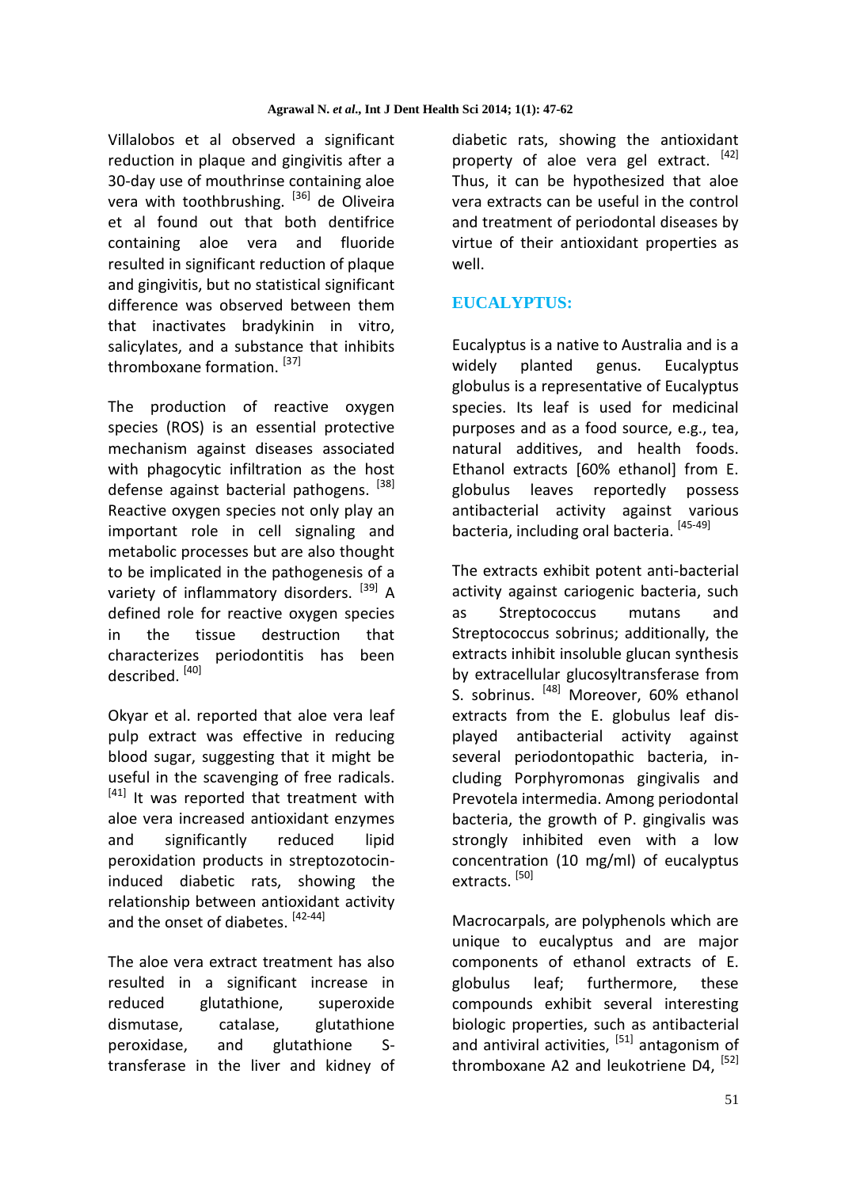Villalobos et al observed a significant reduction in plaque and gingivitis after a 30-day use of mouthrinse containing aloe vera with toothbrushing. [36] de Oliveira et al found out that both dentifrice containing aloe vera and fluoride resulted in significant reduction of plaque and gingivitis, but no statistical significant difference was observed between them that inactivates bradykinin in vitro, salicylates, and a substance that inhibits thromboxane formation. [37]

The production of reactive oxygen species (ROS) is an essential protective mechanism against diseases associated with phagocytic infiltration as the host defense against bacterial pathogens. [38] Reactive oxygen species not only play an important role in cell signaling and metabolic processes but are also thought to be implicated in the pathogenesis of a variety of inflammatory disorders. [39] A defined role for reactive oxygen species in the tissue destruction that characterizes periodontitis has been described. [40]

Okyar et al. reported that aloe vera leaf pulp extract was effective in reducing blood sugar, suggesting that it might be useful in the scavenging of free radicals. [41] It was reported that treatment with aloe vera increased antioxidant enzymes and significantly reduced lipid peroxidation products in streptozotocin-induced diabetic rats, showing the relationship between antioxidant activity and the onset of diabetes. [42-44]

The aloe vera extract treatment has also resulted in a significant increase in reduced glutathione, superoxide dismutase, catalase, glutathione peroxidase, and glutathione S-transferase in the liver and kidney of diabetic rats, showing the antioxidant property of aloe vera gel extract. [42] Thus, it can be hypothesized that aloe vera extracts can be useful in the control and treatment of periodontal diseases by virtue of their antioxidant properties as well.

## EUCALYPTUS:

Eucalyptus is a native to Australia and is a widely planted genus. Eucalyptus globulus is a representative of Eucalyptus species. Its leaf is used for medicinal purposes and as a food source, e.g., tea, natural additives, and health foods. Ethanol extracts [60% ethanol] from E. globulus leaves reportedly possess antibacterial activity against various bacteria, including oral bacteria. [45-49]

The extracts exhibit potent anti-bacterial activity against cariogenic bacteria, such as Streptococcus mutans and Streptococcus sobrinus; additionally, the extracts inhibit insoluble glucan synthesis by extracellular glucosyltransferase from S. sobrinus. [48] Moreover, 60% ethanol extracts from the E. globulus leaf displayed antibacterial activity against several periodontopathic bacteria, including Porphyromonas gingivalis and Prevotela intermedia. Among periodontal bacteria, the growth of P. gingivalis was strongly inhibited even with a low concentration (10 mg/ml) of eucalyptus extracts. [50]

Macrocarpals, are polyphenols which are unique to eucalyptus and are major components of ethanol extracts of E. globulus leaf; furthermore, these compounds exhibit several interesting biologic properties, such as antibacterial and antiviral activities, [51] antagonism of thromboxane A2 and leukotriene D4, [52]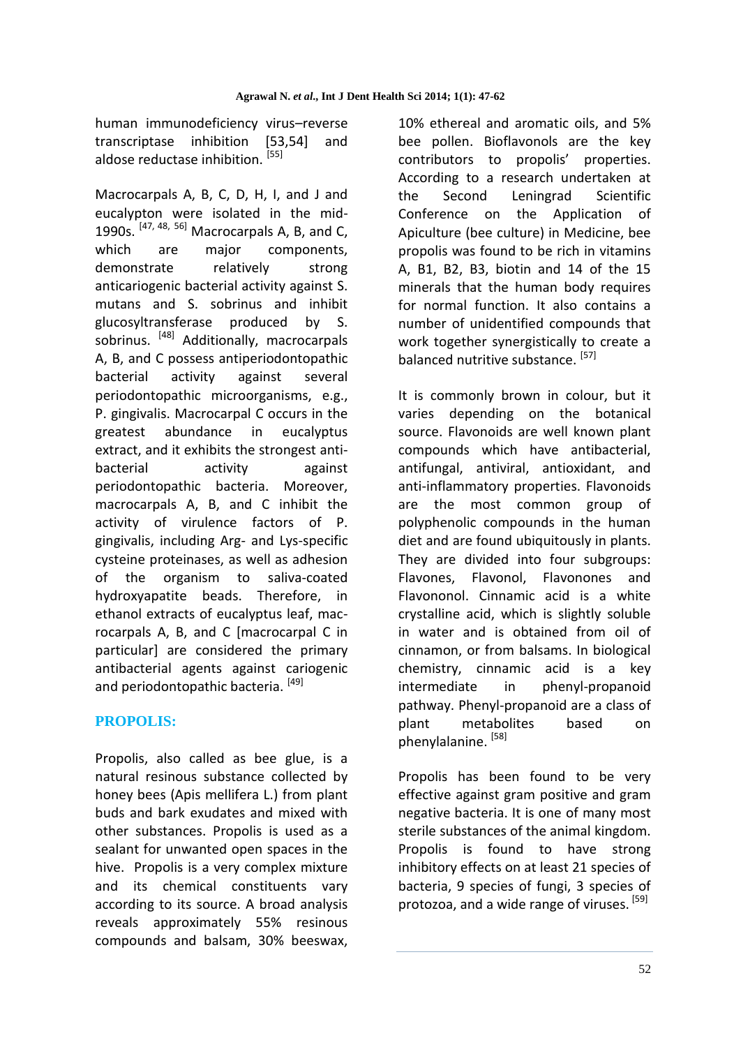human immunodeficiency virus–reverse transcriptase inhibition [53,54] and aldose reductase inhibition. [55]

Macrocarpals A, B, C, D, H, I, and J and eucalypton were isolated in the mid-1990s. [47, 48, 56] Macrocarpals A, B, and C, which are major components, demonstrate relatively strong anticariogenic bacterial activity against S. mutans and S. sobrinus and inhibit glucosyltransferase produced by S. sobrinus. [48] Additionally, macrocarpals A, B, and C possess antiperiodontopathic bacterial activity against several periodontopathic microorganisms, e.g., P. gingivalis. Macrocarpal C occurs in the greatest abundance in eucalyptus extract, and it exhibits the strongest anti-bacterial activity against periodontopathic bacteria. Moreover, macrocarpals A, B, and C inhibit the activity of virulence factors of P. gingivalis, including Arg- and Lys-specific cysteine proteinases, as well as adhesion of the organism to saliva-coated hydroxyapatite beads. Therefore, in ethanol extracts of eucalyptus leaf, macrocarpals A, B, and C [macrocarpal C in particular] are considered the primary antibacterial agents against cariogenic and periodontopathic bacteria. [49]

## PROPOLIS:

Propolis, also called as bee glue, is a natural resinous substance collected by honey bees (Apis mellifera L.) from plant buds and bark exudates and mixed with other substances. Propolis is used as a sealant for unwanted open spaces in the hive. Propolis is a very complex mixture and its chemical constituents vary according to its source. A broad analysis reveals approximately 55% resinous compounds and balsam, 30% beeswax, 10% ethereal and aromatic oils, and 5% bee pollen. Bioflavonols are the key contributors to propolis' properties. According to a research undertaken at the Second Leningrad Scientific Conference on the Application of Apiculture (bee culture) in Medicine, bee propolis was found to be rich in vitamins A, B1, B2, B3, biotin and 14 of the 15 minerals that the human body requires for normal function. It also contains a number of unidentified compounds that work together synergistically to create a balanced nutritive substance. [57]

It is commonly brown in colour, but it varies depending on the botanical source. Flavonoids are well known plant compounds which have antibacterial, antifungal, antiviral, antioxidant, and anti-inflammatory properties. Flavonoids are the most common group of polyphenolic compounds in the human diet and are found ubiquitously in plants. They are divided into four subgroups: Flavones, Flavonol, Flavonones and Flavononol. Cinnamic acid is a white crystalline acid, which is slightly soluble in water and is obtained from oil of cinnamon, or from balsams. In biological chemistry, cinnamic acid is a key intermediate in phenyl-propanoid pathway. Phenyl-propanoid are a class of plant metabolites based on phenylalanine. [58]

Propolis has been found to be very effective against gram positive and gram negative bacteria. It is one of many most sterile substances of the animal kingdom. Propolis is found to have strong inhibitory effects on at least 21 species of bacteria, 9 species of fungi, 3 species of protozoa, and a wide range of viruses. [59]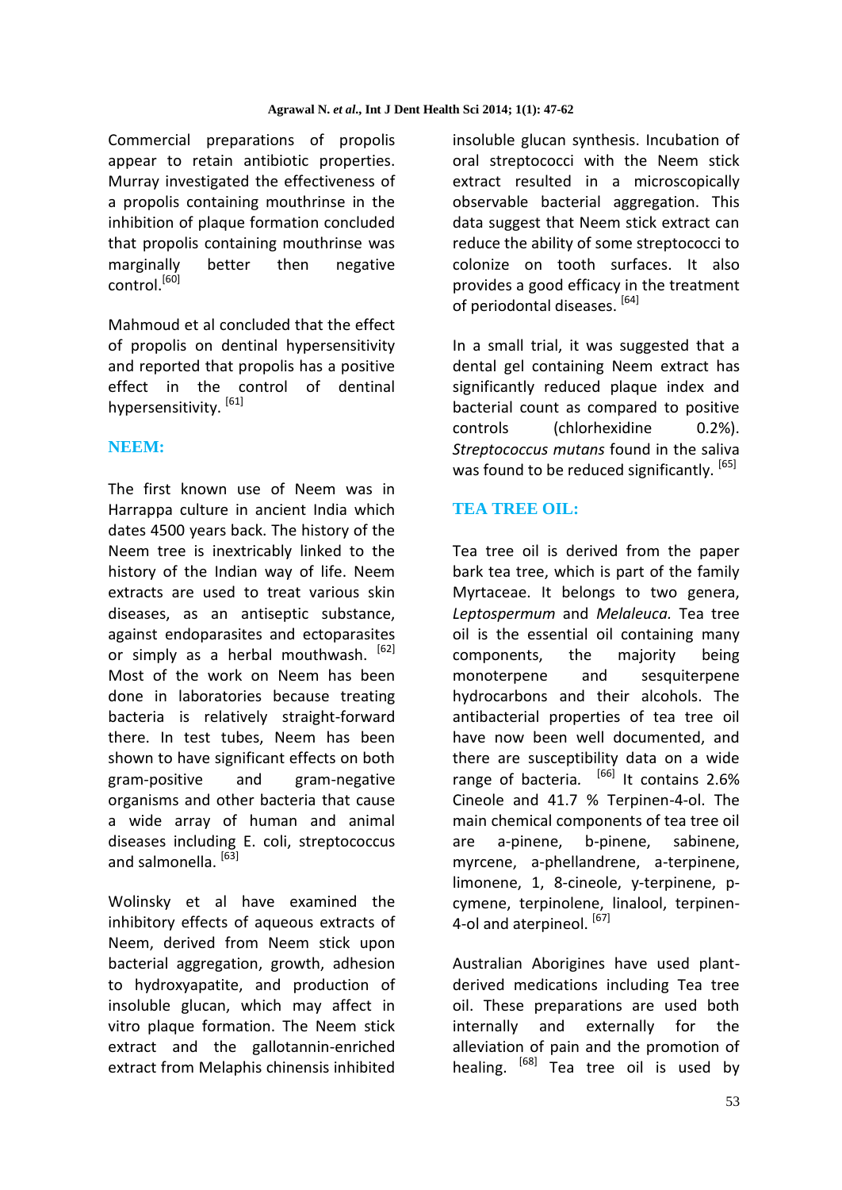Commercial preparations of propolis appear to retain antibiotic properties. Murray investigated the effectiveness of a propolis containing mouthrinse in the inhibition of plaque formation concluded that propolis containing mouthrinse was marginally better then negative control.[60]

Mahmoud et al concluded that the effect of propolis on dentinal hypersensitivity and reported that propolis has a positive effect in the control of dentinal hypersensitivity. [61]

## NEEM:

The first known use of Neem was in Harrappa culture in ancient India which dates 4500 years back. The history of the Neem tree is inextricably linked to the history of the Indian way of life. Neem extracts are used to treat various skin diseases, as an antiseptic substance, against endoparasites and ectoparasites or simply as a herbal mouthwash. [62] Most of the work on Neem has been done in laboratories because treating bacteria is relatively straight-forward there. In test tubes, Neem has been shown to have significant effects on both gram-positive and gram-negative organisms and other bacteria that cause a wide array of human and animal diseases including E. coli, streptococcus and salmonella. [63]

Wolinsky et al have examined the inhibitory effects of aqueous extracts of Neem, derived from Neem stick upon bacterial aggregation, growth, adhesion to hydroxyapatite, and production of insoluble glucan, which may affect in vitro plaque formation. The Neem stick extract and the gallotannin-enriched extract from Melaphis chinensis inhibited insoluble glucan synthesis. Incubation of oral streptococci with the Neem stick extract resulted in a microscopically observable bacterial aggregation. This data suggest that Neem stick extract can reduce the ability of some streptococci to colonize on tooth surfaces. It also provides a good efficacy in the treatment of periodontal diseases. [64]

In a small trial, it was suggested that a dental gel containing Neem extract has significantly reduced plaque index and bacterial count as compared to positive controls (chlorhexidine 0.2%). *Streptococcus mutans* found in the saliva was found to be reduced significantly. [65]

## TEA TREE OIL:

Tea tree oil is derived from the paper bark tea tree, which is part of the family Myrtaceae. It belongs to two genera, *Leptospermum* and *Melaleuca.* Tea tree oil is the essential oil containing many components, the majority being monoterpene and sesquiterpene hydrocarbons and their alcohols. The antibacterial properties of tea tree oil have now been well documented, and there are susceptibility data on a wide range of bacteria. [66] It contains 2.6% Cineole and 41.7 % Terpinen-4-ol. The main chemical components of tea tree oil are a-pinene, b-pinene, sabinene, myrcene, a-phellandrene, a-terpinene, limonene, 1, 8-cineole, y-terpinene, p-cymene, terpinolene, linalool, terpinen-4-ol and aterpineol. [67]

Australian Aborigines have used plant-derived medications including Tea tree oil. These preparations are used both internally and externally for the alleviation of pain and the promotion of healing. [68] Tea tree oil is used by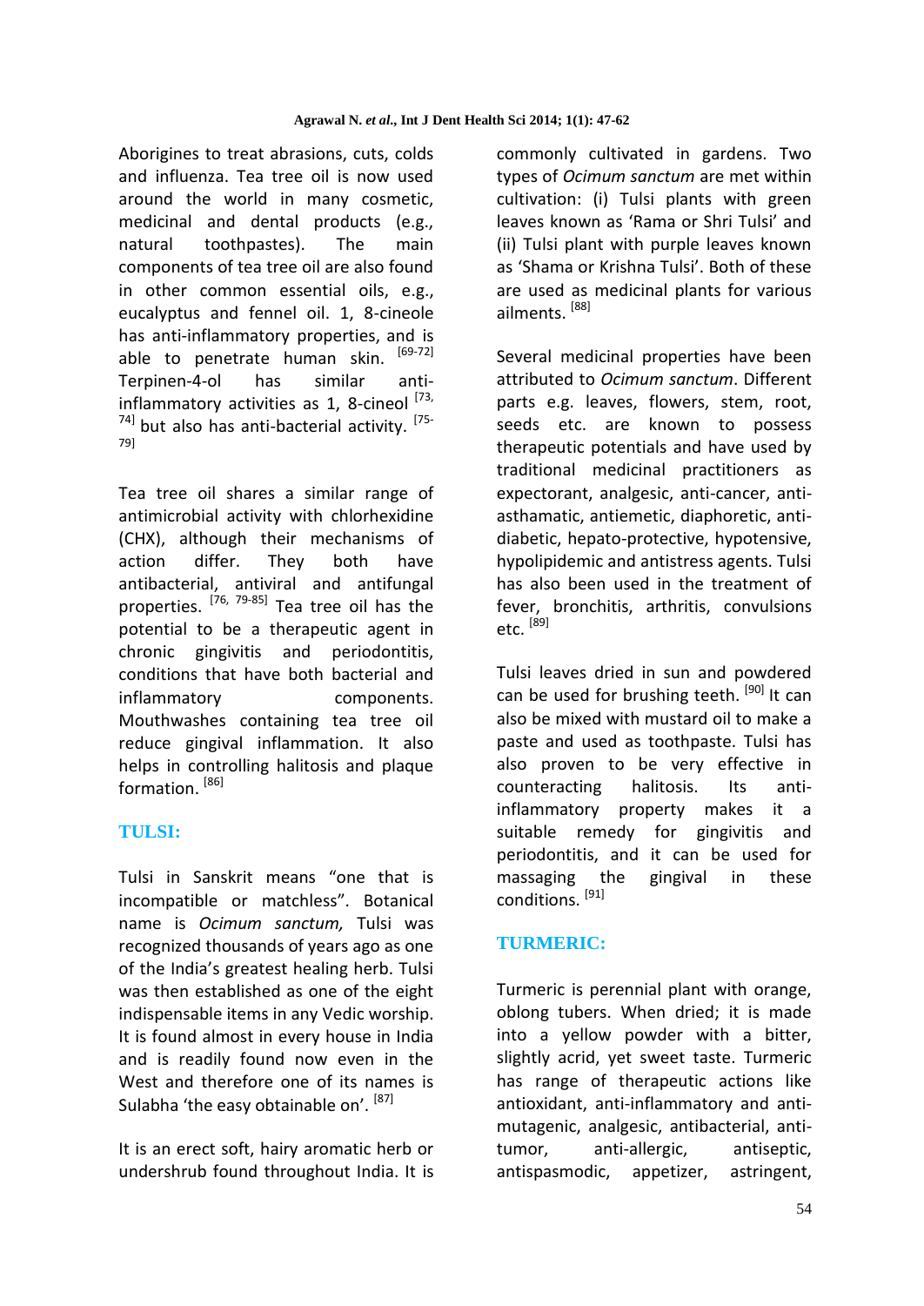Aborigines to treat abrasions, cuts, colds and influenza. Tea tree oil is now used around the world in many cosmetic, medicinal and dental products (e.g., natural toothpastes). The main components of tea tree oil are also found in other common essential oils, e.g., eucalyptus and fennel oil. 1, 8-cineole has anti-inflammatory properties, and is able to penetrate human skin. [69-72] Terpinen-4-ol has similar anti-inflammatory activities as 1, 8-cineol [73, 74] but also has anti-bacterial activity. [75-79]

Tea tree oil shares a similar range of antimicrobial activity with chlorhexidine (CHX), although their mechanisms of action differ. They both have antibacterial, antiviral and antifungal properties. [76, 79-85] Tea tree oil has the potential to be a therapeutic agent in chronic gingivitis and periodontitis, conditions that have both bacterial and inflammatory components. Mouthwashes containing tea tree oil reduce gingival inflammation. It also helps in controlling halitosis and plaque formation. [86]

## TULSI:

Tulsi in Sanskrit means "one that is incompatible or matchless". Botanical name is *Ocimum sanctum,* Tulsi was recognized thousands of years ago as one of the India's greatest healing herb. Tulsi was then established as one of the eight indispensable items in any Vedic worship. It is found almost in every house in India and is readily found now even in the West and therefore one of its names is Sulabha 'the easy obtainable on'. [87]

It is an erect soft, hairy aromatic herb or undershrub found throughout India. It is commonly cultivated in gardens. Two types of *Ocimum sanctum* are met within cultivation: (i) Tulsi plants with green leaves known as 'Rama or Shri Tulsi' and (ii) Tulsi plant with purple leaves known as 'Shama or Krishna Tulsi'. Both of these are used as medicinal plants for various ailments. [88]

Several medicinal properties have been attributed to *Ocimum sanctum*. Different parts e.g. leaves, flowers, stem, root, seeds etc. are known to possess therapeutic potentials and have used by traditional medicinal practitioners as expectorant, analgesic, anti-cancer, anti-asthamatic, antiemetic, diaphoretic, anti-diabetic, hepato-protective, hypotensive, hypolipidemic and antistress agents. Tulsi has also been used in the treatment of fever, bronchitis, arthritis, convulsions etc. [89]

Tulsi leaves dried in sun and powdered can be used for brushing teeth. [90] It can also be mixed with mustard oil to make a paste and used as toothpaste. Tulsi has also proven to be very effective in counteracting halitosis. Its anti-inflammatory property makes it a suitable remedy for gingivitis and periodontitis, and it can be used for massaging the gingival in these conditions. [91]

## TURMERIC:

Turmeric is perennial plant with orange, oblong tubers. When dried; it is made into a yellow powder with a bitter, slightly acrid, yet sweet taste. Turmeric has range of therapeutic actions like antioxidant, anti-inflammatory and anti-mutagenic, analgesic, antibacterial, anti-tumor, anti-allergic, antiseptic, antispasmodic, appetizer, astringent,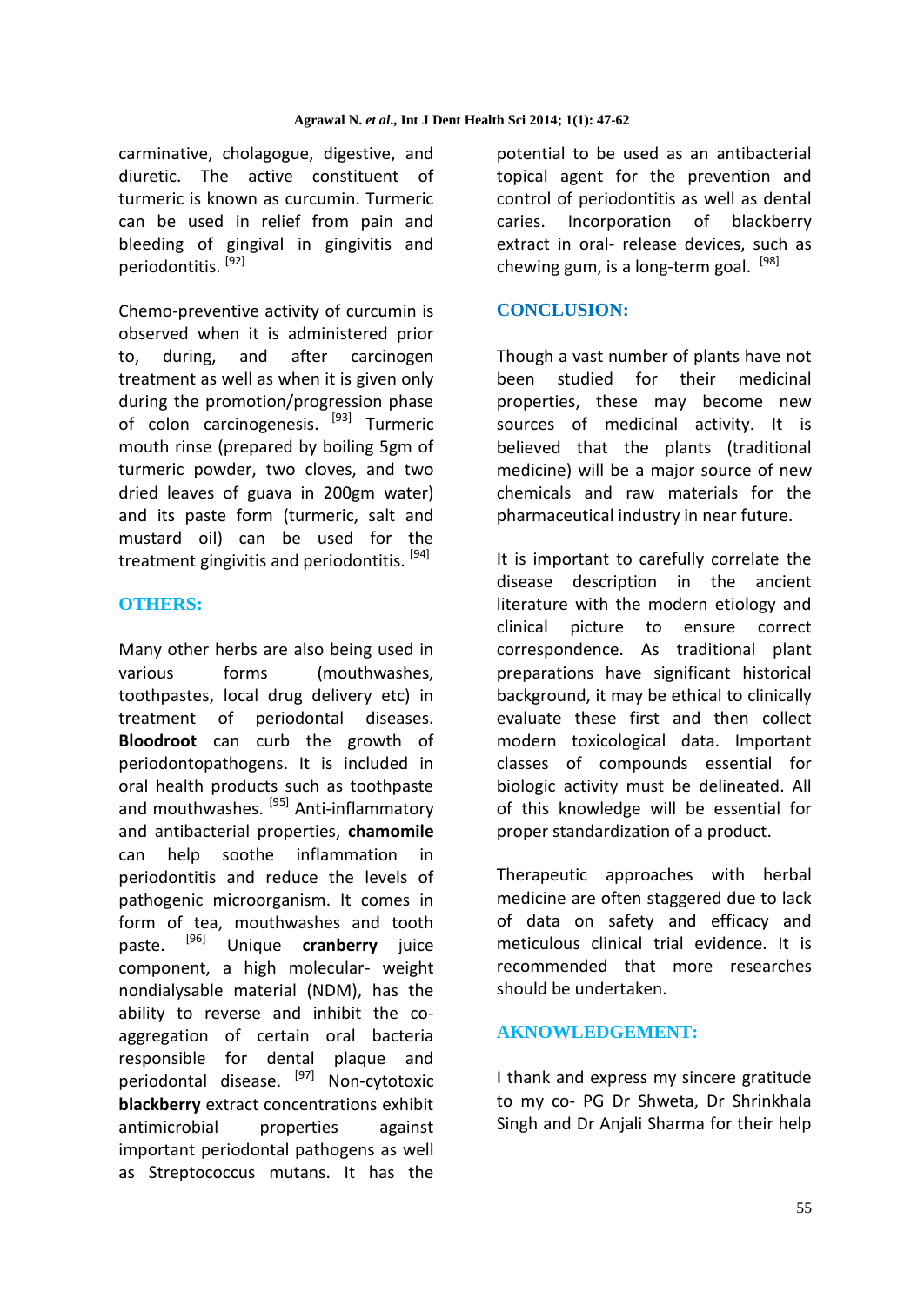carminative, cholagogue, digestive, and diuretic. The active constituent of turmeric is known as curcumin. Turmeric can be used in relief from pain and bleeding of gingival in gingivitis and periodontitis. [92]

Chemo-preventive activity of curcumin is observed when it is administered prior to, during, and after carcinogen treatment as well as when it is given only during the promotion/progression phase of colon carcinogenesis. [93] Turmeric mouth rinse (prepared by boiling 5gm of turmeric powder, two cloves, and two dried leaves of guava in 200gm water) and its paste form (turmeric, salt and mustard oil) can be used for the treatment gingivitis and periodontitis. [94]

## OTHERS:

Many other herbs are also being used in various forms (mouthwashes, toothpastes, local drug delivery etc) in treatment of periodontal diseases. **Bloodroot** can curb the growth of periodontopathogens. It is included in oral health products such as toothpaste and mouthwashes. [95] Anti-inflammatory and antibacterial properties, **chamomile** can help soothe inflammation in periodontitis and reduce the levels of pathogenic microorganism. It comes in form of tea, mouthwashes and tooth paste. [96] Unique **cranberry** juice component, a high molecular- weight nondialysable material (NDM), has the ability to reverse and inhibit the co-aggregation of certain oral bacteria responsible for dental plaque and periodontal disease. [97] Non-cytotoxic **blackberry** extract concentrations exhibit antimicrobial properties against important periodontal pathogens as well as Streptococcus mutans. It has the potential to be used as an antibacterial topical agent for the prevention and control of periodontitis as well as dental caries. Incorporation of blackberry extract in oral- release devices, such as chewing gum, is a long-term goal. [98]

## CONCLUSION:

Though a vast number of plants have not been studied for their medicinal properties, these may become new sources of medicinal activity. It is believed that the plants (traditional medicine) will be a major source of new chemicals and raw materials for the pharmaceutical industry in near future.

It is important to carefully correlate the disease description in the ancient literature with the modern etiology and clinical picture to ensure correct correspondence. As traditional plant preparations have significant historical background, it may be ethical to clinically evaluate these first and then collect modern toxicological data. Important classes of compounds essential for biologic activity must be delineated. All of this knowledge will be essential for proper standardization of a product.

Therapeutic approaches with herbal medicine are often staggered due to lack of data on safety and efficacy and meticulous clinical trial evidence. It is recommended that more researches should be undertaken.

## AKNOWLEDGEMENT:

I thank and express my sincere gratitude to my co- PG Dr Shweta, Dr Shrinkhala Singh and Dr Anjali Sharma for their help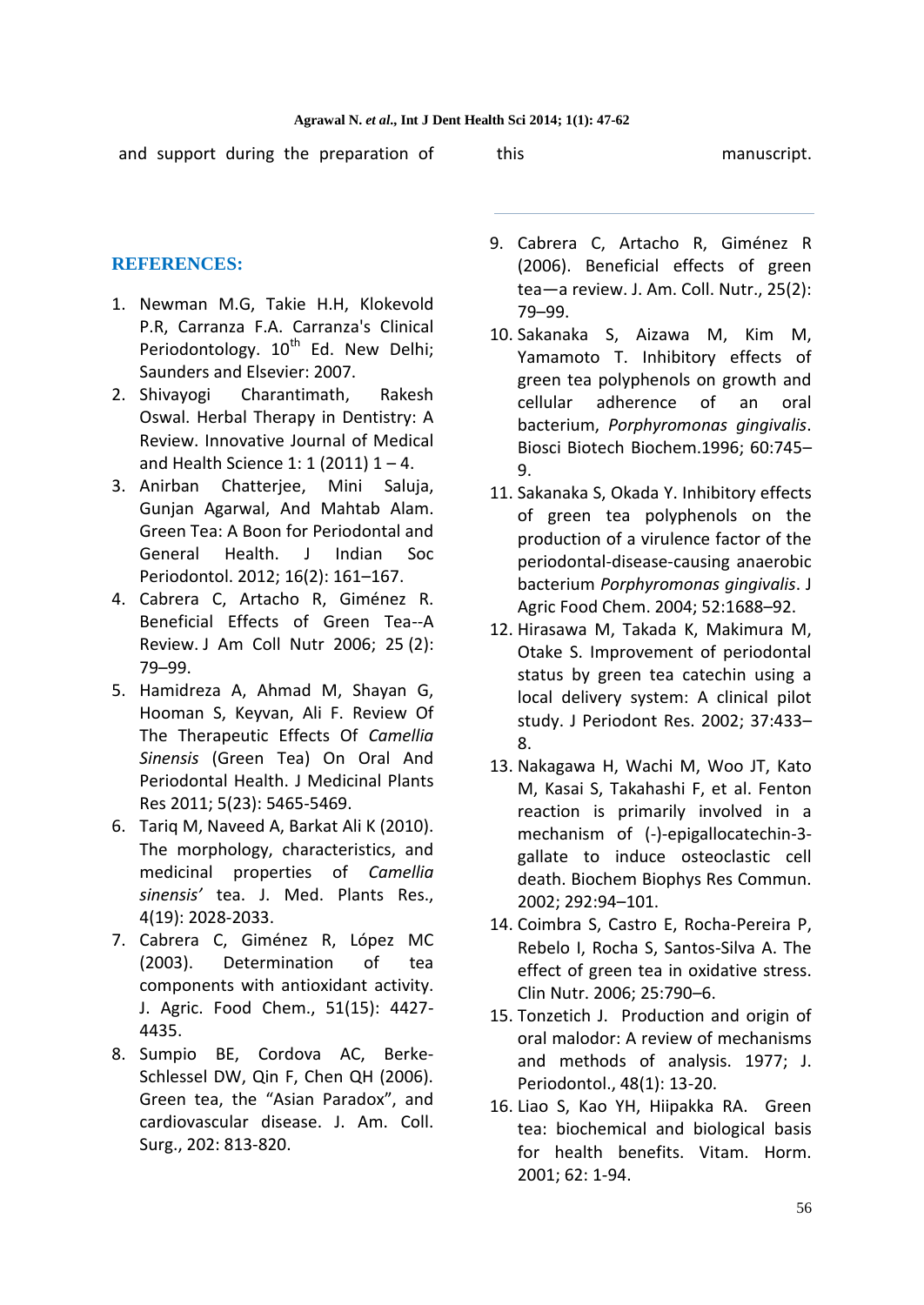and support during the preparation of this manuscript.

## REFERENCES:

1. Newman M.G, Takie H.H, Klokevold P.R, Carranza F.A. Carranza's Clinical Periodontology. 10th Ed. New Delhi; Saunders and Elsevier: 2007.
2. Shivayogi Charantimath, Rakesh Oswal. Herbal Therapy in Dentistry: A Review. Innovative Journal of Medical and Health Science 1: 1 (2011) 1 – 4.
3. Anirban Chatterjee, Mini Saluja, Gunjan Agarwal, And Mahtab Alam. Green Tea: A Boon for Periodontal and General Health. J Indian Soc Periodontol. 2012; 16(2): 161–167.
4. Cabrera C, Artacho R, Giménez R. Beneficial Effects of Green Tea--A Review. J Am Coll Nutr 2006; 25 (2): 79–99.
5. Hamidreza A, Ahmad M, Shayan G, Hooman S, Keyvan, Ali F. Review Of The Therapeutic Effects Of *Camellia Sinensis* (Green Tea) On Oral And Periodontal Health. J Medicinal Plants Res 2011; 5(23): 5465-5469.
6. Tariq M, Naveed A, Barkat Ali K (2010). The morphology, characteristics, and medicinal properties of *Camellia sinensis'* tea. J. Med. Plants Res., 4(19): 2028-2033.
7. Cabrera C, Giménez R, López MC (2003). Determination of tea components with antioxidant activity. J. Agric. Food Chem., 51(15): 4427-4435.
8. Sumpio BE, Cordova AC, Berke-Schlessel DW, Qin F, Chen QH (2006). Green tea, the "Asian Paradox", and cardiovascular disease. J. Am. Coll. Surg., 202: 813-820.
9. Cabrera C, Artacho R, Giménez R (2006). Beneficial effects of green tea—a review. J. Am. Coll. Nutr., 25(2): 79–99.
10. Sakanaka S, Aizawa M, Kim M, Yamamoto T. Inhibitory effects of green tea polyphenols on growth and cellular adherence of an oral bacterium, *Porphyromonas gingivalis*. Biosci Biotech Biochem.1996; 60:745–9.
11. Sakanaka S, Okada Y. Inhibitory effects of green tea polyphenols on the production of a virulence factor of the periodontal-disease-causing anaerobic bacterium *Porphyromonas gingivalis*. J Agric Food Chem. 2004; 52:1688–92.
12. Hirasawa M, Takada K, Makimura M, Otake S. Improvement of periodontal status by green tea catechin using a local delivery system: A clinical pilot study. J Periodont Res. 2002; 37:433–8.
13. Nakagawa H, Wachi M, Woo JT, Kato M, Kasai S, Takahashi F, et al. Fenton reaction is primarily involved in a mechanism of (-)-epigallocatechin-3-gallate to induce osteoclastic cell death. Biochem Biophys Res Commun. 2002; 292:94–101.
14. Coimbra S, Castro E, Rocha-Pereira P, Rebelo I, Rocha S, Santos-Silva A. The effect of green tea in oxidative stress. Clin Nutr. 2006; 25:790–6.
15. Tonzetich J. Production and origin of oral malodor: A review of mechanisms and methods of analysis. 1977; J. Periodontol., 48(1): 13-20.
16. Liao S, Kao YH, Hiipakka RA. Green tea: biochemical and biological basis for health benefits. Vitam. Horm. 2001; 62: 1-94.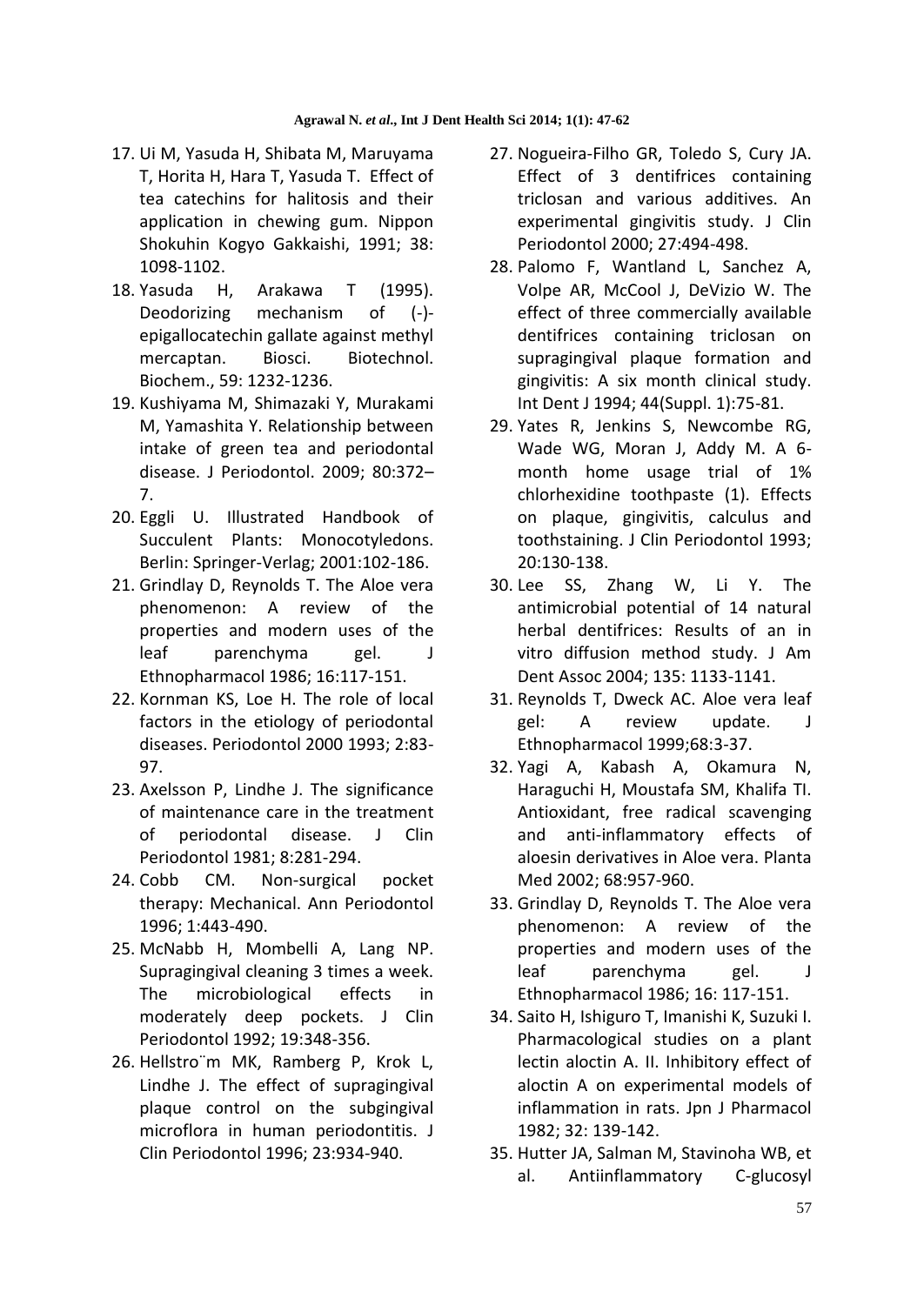17. Ui M, Yasuda H, Shibata M, Maruyama T, Horita H, Hara T, Yasuda T. Effect of tea catechins for halitosis and their application in chewing gum. Nippon Shokuhin Kogyo Gakkaishi, 1991; 38: 1098-1102.
18. Yasuda H, Arakawa T (1995). Deodorizing mechanism of (-)-epigallocatechin gallate against methyl mercaptan. Biosci. Biotechnol. Biochem., 59: 1232-1236.
19. Kushiyama M, Shimazaki Y, Murakami M, Yamashita Y. Relationship between intake of green tea and periodontal disease. J Periodontol. 2009; 80:372–7.
20. Eggli U. Illustrated Handbook of Succulent Plants: Monocotyledons. Berlin: Springer-Verlag; 2001:102-186.
21. Grindlay D, Reynolds T. The Aloe vera phenomenon: A review of the properties and modern uses of the leaf parenchyma gel. J Ethnopharmacol 1986; 16:117-151.
22. Kornman KS, Loe H. The role of local factors in the etiology of periodontal diseases. Periodontol 2000 1993; 2:83-97.
23. Axelsson P, Lindhe J. The significance of maintenance care in the treatment of periodontal disease. J Clin Periodontol 1981; 8:281-294.
24. Cobb CM. Non-surgical pocket therapy: Mechanical. Ann Periodontol 1996; 1:443-490.
25. McNabb H, Mombelli A, Lang NP. Supragingival cleaning 3 times a week. The microbiological effects in moderately deep pockets. J Clin Periodontol 1992; 19:348-356.
26. Hellstro¨m MK, Ramberg P, Krok L, Lindhe J. The effect of supragingival plaque control on the subgingival microflora in human periodontitis. J Clin Periodontol 1996; 23:934-940.
27. Nogueira-Filho GR, Toledo S, Cury JA. Effect of 3 dentifrices containing triclosan and various additives. An experimental gingivitis study. J Clin Periodontol 2000; 27:494-498.
28. Palomo F, Wantland L, Sanchez A, Volpe AR, McCool J, DeVizio W. The effect of three commercially available dentifrices containing triclosan on supragingival plaque formation and gingivitis: A six month clinical study. Int Dent J 1994; 44(Suppl. 1):75-81.
29. Yates R, Jenkins S, Newcombe RG, Wade WG, Moran J, Addy M. A 6-month home usage trial of 1% chlorhexidine toothpaste (1). Effects on plaque, gingivitis, calculus and toothstaining. J Clin Periodontol 1993; 20:130-138.
30. Lee SS, Zhang W, Li Y. The antimicrobial potential of 14 natural herbal dentifrices: Results of an in vitro diffusion method study. J Am Dent Assoc 2004; 135: 1133-1141.
31. Reynolds T, Dweck AC. Aloe vera leaf gel: A review update. J Ethnopharmacol 1999;68:3-37.
32. Yagi A, Kabash A, Okamura N, Haraguchi H, Moustafa SM, Khalifa TI. Antioxidant, free radical scavenging and anti-inflammatory effects of aloesin derivatives in Aloe vera. Planta Med 2002; 68:957-960.
33. Grindlay D, Reynolds T. The Aloe vera phenomenon: A review of the properties and modern uses of the leaf parenchyma gel. J Ethnopharmacol 1986; 16: 117-151.
34. Saito H, Ishiguro T, Imanishi K, Suzuki I. Pharmacological studies on a plant lectin aloctin A. II. Inhibitory effect of aloctin A on experimental models of inflammation in rats. Jpn J Pharmacol 1982; 32: 139-142.
35. Hutter JA, Salman M, Stavinoha WB, et al. Antiinflammatory C-glucosyl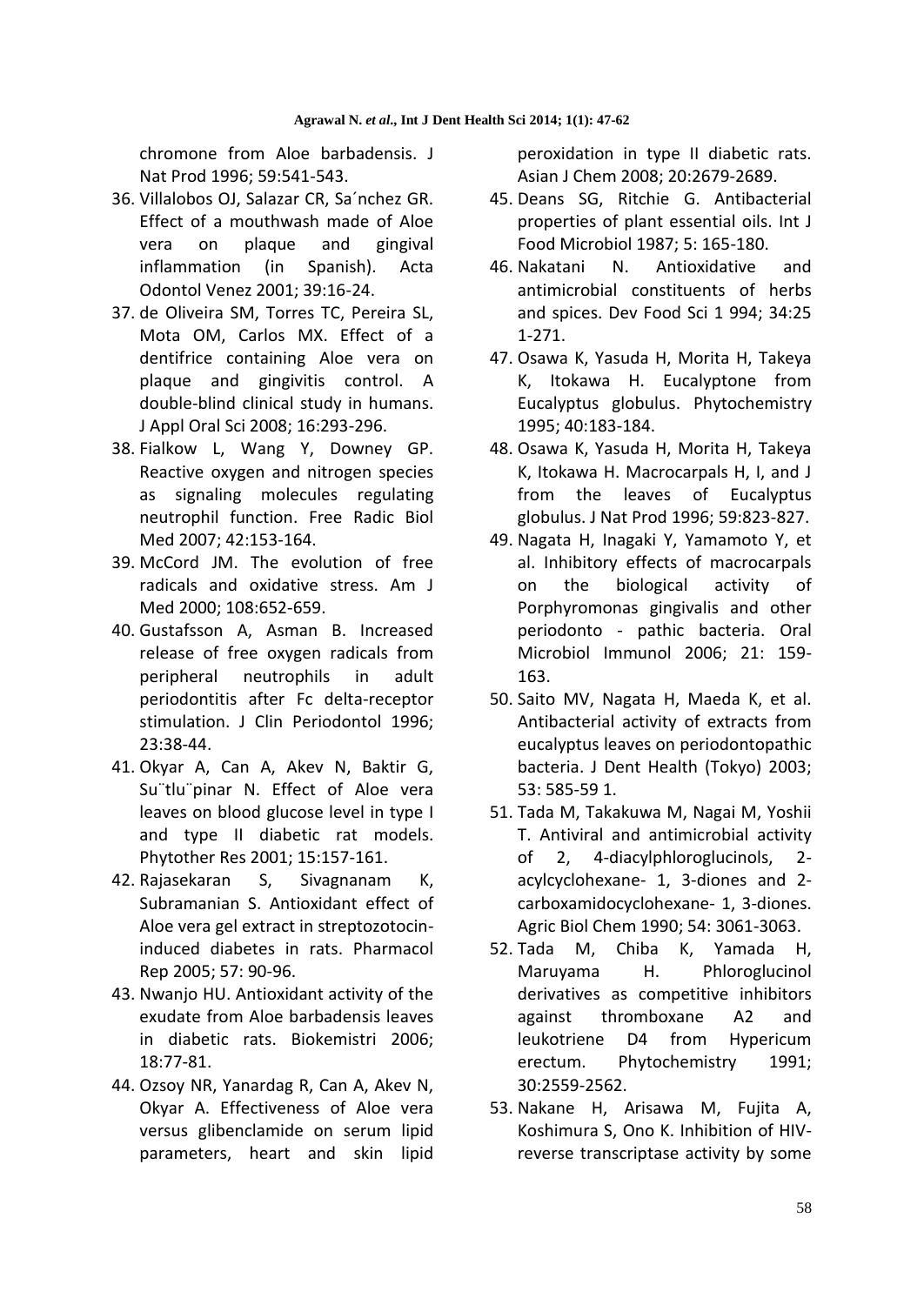chromone from Aloe barbadensis. J Nat Prod 1996; 59:541-543.

36. Villalobos OJ, Salazar CR, Sa´nchez GR. Effect of a mouthwash made of Aloe vera on plaque and gingival inflammation (in Spanish). Acta Odontol Venez 2001; 39:16-24.
37. de Oliveira SM, Torres TC, Pereira SL, Mota OM, Carlos MX. Effect of a dentifrice containing Aloe vera on plaque and gingivitis control. A double-blind clinical study in humans. J Appl Oral Sci 2008; 16:293-296.
38. Fialkow L, Wang Y, Downey GP. Reactive oxygen and nitrogen species as signaling molecules regulating neutrophil function. Free Radic Biol Med 2007; 42:153-164.
39. McCord JM. The evolution of free radicals and oxidative stress. Am J Med 2000; 108:652-659.
40. Gustafsson A, Asman B. Increased release of free oxygen radicals from peripheral neutrophils in adult periodontitis after Fc delta-receptor stimulation. J Clin Periodontol 1996; 23:38-44.
41. Okyar A, Can A, Akev N, Baktir G, Su¨tlu¨pinar N. Effect of Aloe vera leaves on blood glucose level in type I and type II diabetic rat models. Phytother Res 2001; 15:157-161.
42. Rajasekaran S, Sivagnanam K, Subramanian S. Antioxidant effect of Aloe vera gel extract in streptozotocin-induced diabetes in rats. Pharmacol Rep 2005; 57: 90-96.
43. Nwanjo HU. Antioxidant activity of the exudate from Aloe barbadensis leaves in diabetic rats. Biokemistri 2006; 18:77-81.
44. Ozsoy NR, Yanardag R, Can A, Akev N, Okyar A. Effectiveness of Aloe vera versus glibenclamide on serum lipid parameters, heart and skin lipid peroxidation in type II diabetic rats. Asian J Chem 2008; 20:2679-2689.
45. Deans SG, Ritchie G. Antibacterial properties of plant essential oils. Int J Food Microbiol 1987; 5: 165-180.
46. Nakatani N. Antioxidative and antimicrobial constituents of herbs and spices. Dev Food Sci 1 994; 34:25 1-271.
47. Osawa K, Yasuda H, Morita H, Takeya K, Itokawa H. Eucalyptone from Eucalyptus globulus. Phytochemistry 1995; 40:183-184.
48. Osawa K, Yasuda H, Morita H, Takeya K, Itokawa H. Macrocarpals H, I, and J from the leaves of Eucalyptus globulus. J Nat Prod 1996; 59:823-827.
49. Nagata H, Inagaki Y, Yamamoto Y, et al. Inhibitory effects of macrocarpals on the biological activity of Porphyromonas gingivalis and other periodonto - pathic bacteria. Oral Microbiol Immunol 2006; 21: 159-163.
50. Saito MV, Nagata H, Maeda K, et al. Antibacterial activity of extracts from eucalyptus leaves on periodontopathic bacteria. J Dent Health (Tokyo) 2003; 53: 585-59 1.
51. Tada M, Takakuwa M, Nagai M, Yoshii T. Antiviral and antimicrobial activity of 2, 4-diacylphloroglucinols, 2-acylcyclohexane- 1, 3-diones and 2-carboxamidocyclohexane- 1, 3-diones. Agric Biol Chem 1990; 54: 3061-3063.
52. Tada M, Chiba K, Yamada H, Maruyama H. Phloroglucinol derivatives as competitive inhibitors against thromboxane A2 and leukotriene D4 from Hypericum erectum. Phytochemistry 1991; 30:2559-2562.
53. Nakane H, Arisawa M, Fujita A, Koshimura S, Ono K. Inhibition of HIV-reverse transcriptase activity by some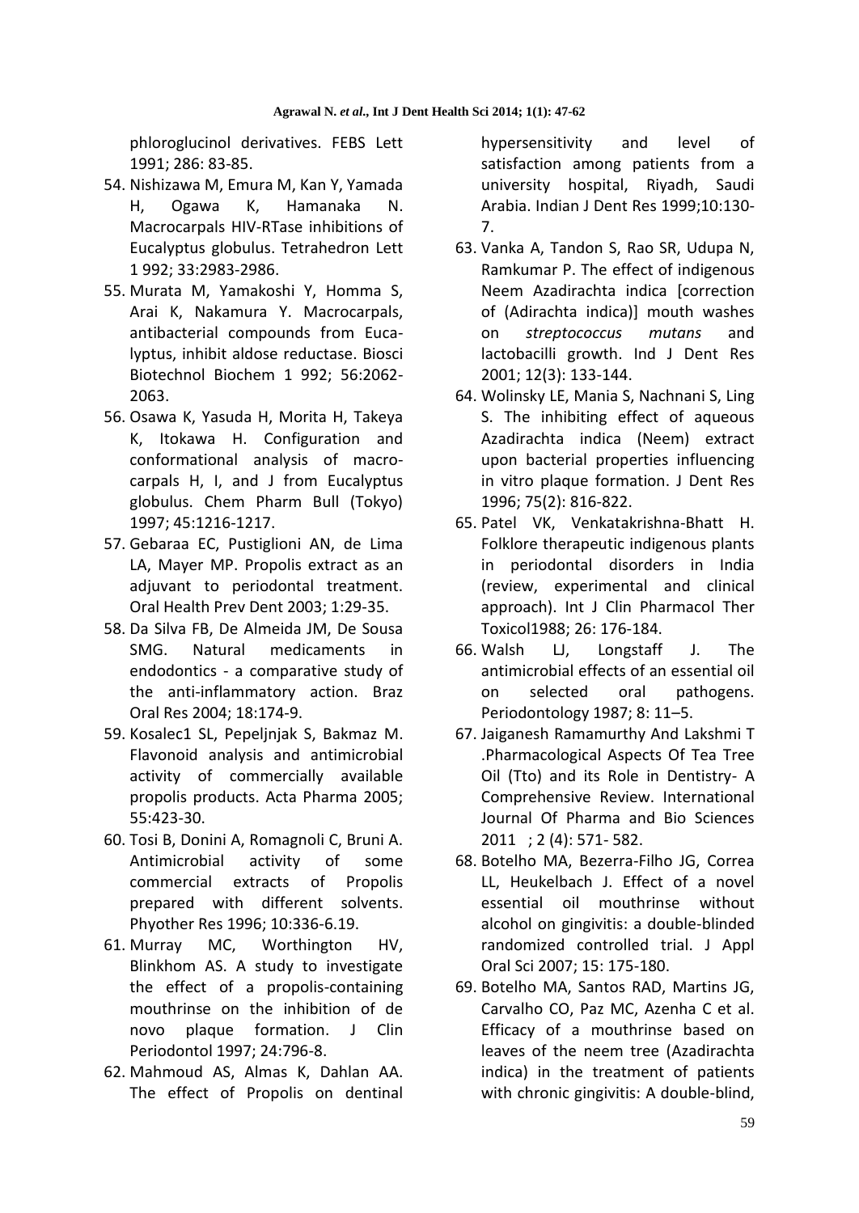phloroglucinol derivatives. FEBS Lett 1991; 286: 83-85.

54. Nishizawa M, Emura M, Kan Y, Yamada H, Ogawa K, Hamanaka N. Macrocarpals HIV-RTase inhibitions of Eucalyptus globulus. Tetrahedron Lett 1 992; 33:2983-2986.
55. Murata M, Yamakoshi Y, Homma S, Arai K, Nakamura Y. Macrocarpals, antibacterial compounds from Eucalyptus, inhibit aldose reductase. Biosci Biotechnol Biochem 1 992; 56:2062-2063.
56. Osawa K, Yasuda H, Morita H, Takeya K, Itokawa H. Configuration and conformational analysis of macrocarpals H, I, and J from Eucalyptus globulus. Chem Pharm Bull (Tokyo) 1997; 45:1216-1217.
57. Gebaraa EC, Pustiglioni AN, de Lima LA, Mayer MP. Propolis extract as an adjuvant to periodontal treatment. Oral Health Prev Dent 2003; 1:29-35.
58. Da Silva FB, De Almeida JM, De Sousa SMG. Natural medicaments in endodontics - a comparative study of the anti-inflammatory action. Braz Oral Res 2004; 18:174-9.
59. Kosalec1 SL, Pepeljnjak S, Bakmaz M. Flavonoid analysis and antimicrobial activity of commercially available propolis products. Acta Pharma 2005; 55:423-30.
60. Tosi B, Donini A, Romagnoli C, Bruni A. Antimicrobial activity of some commercial extracts of Propolis prepared with different solvents. Phyother Res 1996; 10:336-6.19.
61. Murray MC, Worthington HV, Blinkhom AS. A study to investigate the effect of a propolis-containing mouthrinse on the inhibition of de novo plaque formation. J Clin Periodontol 1997; 24:796-8.
62. Mahmoud AS, Almas K, Dahlan AA. The effect of Propolis on dentinal hypersensitivity and level of satisfaction among patients from a university hospital, Riyadh, Saudi Arabia. Indian J Dent Res 1999;10:130-7.
63. Vanka A, Tandon S, Rao SR, Udupa N, Ramkumar P. The effect of indigenous Neem Azadirachta indica [correction of (Adirachta indica)] mouth washes on *streptococcus mutans* and lactobacilli growth. Ind J Dent Res 2001; 12(3): 133-144.
64. Wolinsky LE, Mania S, Nachnani S, Ling S. The inhibiting effect of aqueous Azadirachta indica (Neem) extract upon bacterial properties influencing in vitro plaque formation. J Dent Res 1996; 75(2): 816-822.
65. Patel VK, Venkatakrishna-Bhatt H. Folklore therapeutic indigenous plants in periodontal disorders in India (review, experimental and clinical approach). Int J Clin Pharmacol Ther Toxicol1988; 26: 176-184.
66. Walsh LJ, Longstaff J. The antimicrobial effects of an essential oil on selected oral pathogens. Periodontology 1987; 8: 11–5.
67. Jaiganesh Ramamurthy And Lakshmi T .Pharmacological Aspects Of Tea Tree Oil (Tto) and its Role in Dentistry- A Comprehensive Review. International Journal Of Pharma and Bio Sciences 2011 ; 2 (4): 571- 582.
68. Botelho MA, Bezerra-Filho JG, Correa LL, Heukelbach J. Effect of a novel essential oil mouthrinse without alcohol on gingivitis: a double-blinded randomized controlled trial. J Appl Oral Sci 2007; 15: 175-180.
69. Botelho MA, Santos RAD, Martins JG, Carvalho CO, Paz MC, Azenha C et al. Efficacy of a mouthrinse based on leaves of the neem tree (Azadirachta indica) in the treatment of patients with chronic gingivitis: A double-blind,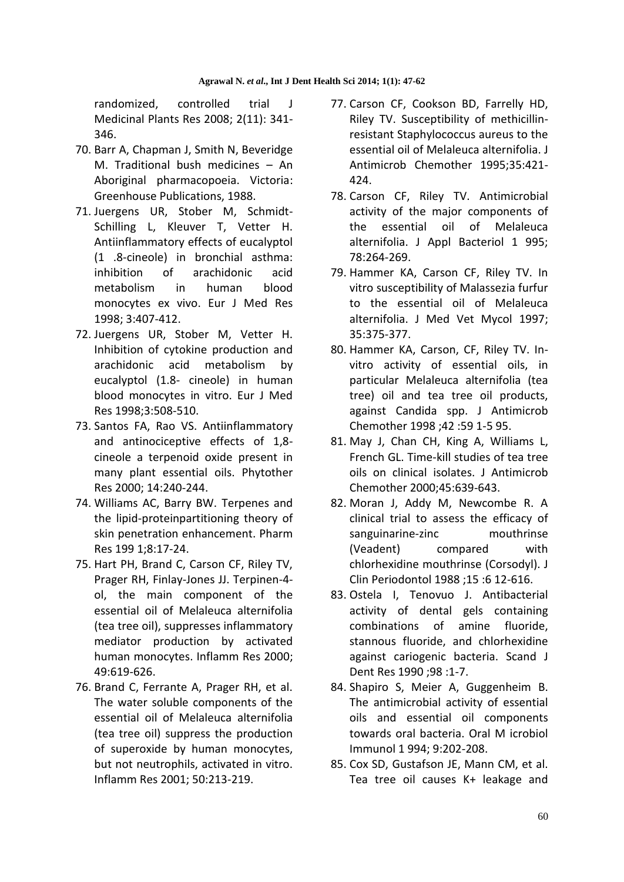randomized, controlled trial J Medicinal Plants Res 2008; 2(11): 341-346.

70. Barr A, Chapman J, Smith N, Beveridge M. Traditional bush medicines – An Aboriginal pharmacopoeia. Victoria: Greenhouse Publications, 1988.
71. Juergens UR, Stober M, Schmidt-Schilling L, Kleuver T, Vetter H. Antiinflammatory effects of eucalyptol (1 .8-cineole) in bronchial asthma: inhibition of arachidonic acid metabolism in human blood monocytes ex vivo. Eur J Med Res 1998; 3:407-412.
72. Juergens UR, Stober M, Vetter H. Inhibition of cytokine production and arachidonic acid metabolism by eucalyptol (1.8- cineole) in human blood monocytes in vitro. Eur J Med Res 1998;3:508-510.
73. Santos FA, Rao VS. Antiinflammatory and antinociceptive effects of 1,8-cineole a terpenoid oxide present in many plant essential oils. Phytother Res 2000; 14:240-244.
74. Williams AC, Barry BW. Terpenes and the lipid-proteinpartitioning theory of skin penetration enhancement. Pharm Res 199 1;8:17-24.
75. Hart PH, Brand C, Carson CF, Riley TV, Prager RH, Finlay-Jones JJ. Terpinen-4-ol, the main component of the essential oil of Melaleuca alternifolia (tea tree oil), suppresses inflammatory mediator production by activated human monocytes. Inflamm Res 2000; 49:619-626.
76. Brand C, Ferrante A, Prager RH, et al. The water soluble components of the essential oil of Melaleuca alternifolia (tea tree oil) suppress the production of superoxide by human monocytes, but not neutrophils, activated in vitro. Inflamm Res 2001; 50:213-219.
77. Carson CF, Cookson BD, Farrelly HD, Riley TV. Susceptibility of methicillin-resistant Staphylococcus aureus to the essential oil of Melaleuca alternifolia. J Antimicrob Chemother 1995;35:421-424.
78. Carson CF, Riley TV. Antimicrobial activity of the major components of the essential oil of Melaleuca alternifolia. J Appl Bacteriol 1 995; 78:264-269.
79. Hammer KA, Carson CF, Riley TV. In vitro susceptibility of Malassezia furfur to the essential oil of Melaleuca alternifolia. J Med Vet Mycol 1997; 35:375-377.
80. Hammer KA, Carson, CF, Riley TV. In-vitro activity of essential oils, in particular Melaleuca alternifolia (tea tree) oil and tea tree oil products, against Candida spp. J Antimicrob Chemother 1998 ;42 :59 1-5 95.
81. May J, Chan CH, King A, Williams L, French GL. Time-kill studies of tea tree oils on clinical isolates. J Antimicrob Chemother 2000;45:639-643.
82. Moran J, Addy M, Newcombe R. A clinical trial to assess the efficacy of sanguinarine-zinc mouthrinse (Veadent) compared with chlorhexidine mouthrinse (Corsodyl). J Clin Periodontol 1988 ;15 :6 12-616.
83. Ostela I, Tenovuo J. Antibacterial activity of dental gels containing combinations of amine fluoride, stannous fluoride, and chlorhexidine against cariogenic bacteria. Scand J Dent Res 1990 ;98 :1-7.
84. Shapiro S, Meier A, Guggenheim B. The antimicrobial activity of essential oils and essential oil components towards oral bacteria. Oral M icrobiol Immunol 1 994; 9:202-208.
85. Cox SD, Gustafson JE, Mann CM, et al. Tea tree oil causes K+ leakage and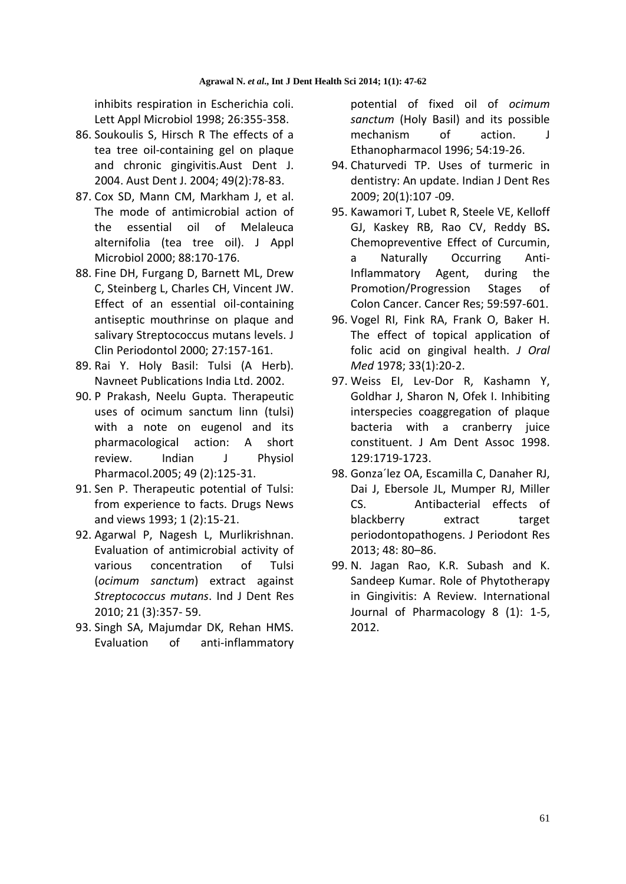inhibits respiration in Escherichia coli. Lett Appl Microbiol 1998; 26:355-358.

86. Soukoulis S, Hirsch R The effects of a tea tree oil-containing gel on plaque and chronic gingivitis.Aust Dent J. 2004. Aust Dent J. 2004; 49(2):78-83.
87. Cox SD, Mann CM, Markham J, et al. The mode of antimicrobial action of the essential oil of Melaleuca alternifolia (tea tree oil). J Appl Microbiol 2000; 88:170-176.
88. Fine DH, Furgang D, Barnett ML, Drew C, Steinberg L, Charles CH, Vincent JW. Effect of an essential oil-containing antiseptic mouthrinse on plaque and salivary Streptococcus mutans levels. J Clin Periodontol 2000; 27:157-161.
89. Rai Y. Holy Basil: Tulsi (A Herb). Navneet Publications India Ltd. 2002.
90. P Prakash, Neelu Gupta. Therapeutic uses of ocimum sanctum linn (tulsi) with a note on eugenol and its pharmacological action: A short review. Indian J Physiol Pharmacol.2005; 49 (2):125-31.
91. Sen P. Therapeutic potential of Tulsi: from experience to facts. Drugs News and views 1993; 1 (2):15-21.
92. Agarwal P, Nagesh L, Murlikrishnan. Evaluation of antimicrobial activity of various concentration of Tulsi (*ocimum sanctum*) extract against *Streptococcus mutans*. Ind J Dent Res 2010; 21 (3):357- 59.
93. Singh SA, Majumdar DK, Rehan HMS. Evaluation of anti-inflammatory potential of fixed oil of *ocimum sanctum* (Holy Basil) and its possible mechanism of action. J Ethanopharmacol 1996; 54:19-26.
94. Chaturvedi TP. Uses of turmeric in dentistry: An update. Indian J Dent Res 2009; 20(1):107 -09.
95. Kawamori T, Lubet R, Steele VE, Kelloff GJ, Kaskey RB, Rao CV, Reddy BS**.** Chemopreventive Effect of Curcumin, a Naturally Occurring Anti-Inflammatory Agent, during the Promotion/Progression Stages of Colon Cancer. Cancer Res; 59:597-601.
96. Vogel RI, Fink RA, Frank O, Baker H. The effect of topical application of folic acid on gingival health. *J Oral Med* 1978; 33(1):20-2.
97. Weiss EI, Lev-Dor R, Kashamn Y, Goldhar J, Sharon N, Ofek I. Inhibiting interspecies coaggregation of plaque bacteria with a cranberry juice constituent. J Am Dent Assoc 1998. 129:1719-1723.
98. Gonza´lez OA, Escamilla C, Danaher RJ, Dai J, Ebersole JL, Mumper RJ, Miller CS. Antibacterial effects of blackberry extract target periodontopathogens. J Periodont Res 2013; 48: 80–86.
99. N. Jagan Rao, K.R. Subash and K. Sandeep Kumar. Role of Phytotherapy in Gingivitis: A Review. International Journal of Pharmacology 8 (1): 1-5, 2012.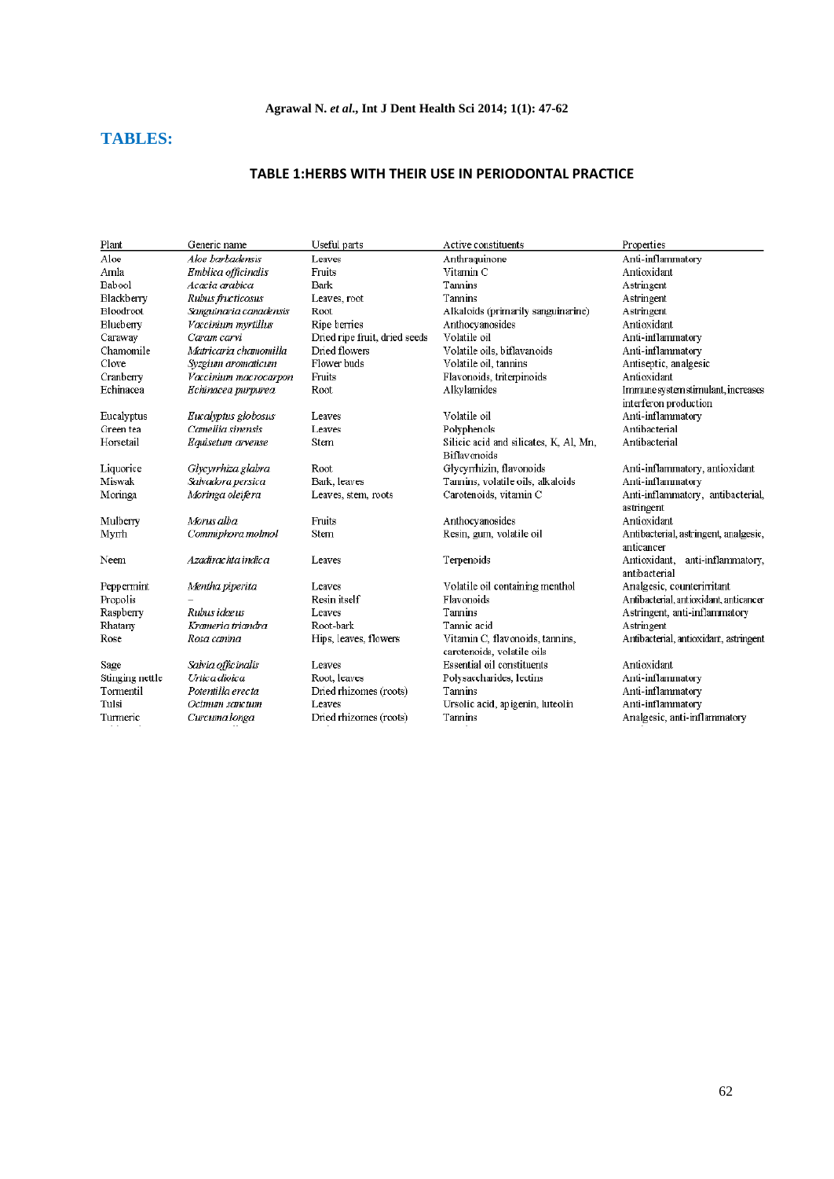## TABLES:

### TABLE 1:HERBS WITH THEIR USE IN PERIODONTAL PRACTICE

| Plant | Generic name | Useful parts | Active constituents | Properties |
|---|---|---|---|---|
| Aloe | *Aloe barbadensis* | Leaves | Anthraquinone | Anti-inflammatory |
| Amla | *Emblica officinalis* | Fruits | Vitamin C | Antioxidant |
| Babool | *Acacia arabica* | Bark | Tannins | Astringent |
| Blackberry | *Rubus fructicosus* | Leaves, root | Tannins | Astringent |
| Bloodroot | *Sanguinaria canadensis* | Root | Alkaloids (primarily sanguinarine) | Astringent |
| Blueberry | *Vaccinium myrtillus* | Ripe berries | Anthocyanosides | Antioxidant |
| Caraway | *Carum carvi* | Dried ripe fruit, dried seeds | Volatile oil | Anti-inflammatory |
| Chamomile | *Matricaria chamomilla* | Dried flowers | Volatile oils, biflavanoids | Anti-inflammatory |
| Clove | *Syzgium aromaticum* | Flower buds | Volatile oil, tannins | Antiseptic, analgesic |
| Cranberry | *Vaccinium macrocarpon* | Fruits | Flavonoids, triterpinoids | Antioxidant |
| Echinacea | *Echinacea purpurea* | Root | Alkylamides | Immune system stimulant, increases interferon production |
| Eucalyptus | *Eucalyptus globosus* | Leaves | Volatile oil | Anti-inflammatory |
| Green tea | *Camellia sinensis* | Leaves | Polyphenols | Antibacterial |
| Horsetail | *Equisetum arvense* | Stem | Silicic acid and silicates, K, Al, Mn, Biflavonoids | Antibacterial |
| Liquorice | *Glycyrrhiza glabra* | Root | Glycyrrhizin, flavonoids | Anti-inflammatory, antioxidant |
| Miswak | *Salvadora persica* | Bark, leaves | Tannins, volatile oils, alkaloids | Anti-inflammatory |
| Moringa | *Moringa oleifera* | Leaves, stem, roots | Carotenoids, vitamin C | Anti-inflammatory, antibacterial, astringent |
| Mulberry | *Morus alba* | Fruits | Anthocyanosides | Antioxidant |
| Myrrh | *Commiphora molmol* | Stem | Resin, gum, volatile oil | Antibacterial, astringent, analgesic, anticancer |
| Neem | *Azadirachta indica* | Leaves | Terpenoids | Antioxidant, anti-inflammatory, antibacterial |
| Peppermint | *Mentha piperita* | Leaves | Volatile oil containing menthol | Analgesic, counterirritant |
| Propolis | – | Resin itself | Flavonoids | Antibacterial, antioxidant, anticancer |
| Raspberry | *Rubus ideaus* | Leaves | Tannins | Astringent, anti-inflammatory |
| Rhatany | *Krameria triandra* | Root-bark | Tannic acid | Astringent |
| Rose | *Rosa canina* | Hips, leaves, flowers | Vitamin C, flavonoids, tannins, carotenoids, volatile oils | Antibacterial, antioxidant, astringent |
| Sage | *Salvia officinalis* | Leaves | Essential oil constituents | Antioxidant |
| Stinging nettle | *Urtica dioica* | Root, leaves | Polysaccharides, lectins | Anti-inflammatory |
| Tormentil | *Potentilla erecta* | Dried rhizomes (roots) | Tannins | Anti-inflammatory |
| Tulsi | *Ocimum sanctum* | Leaves | Ursolic acid, apigenin, luteolin | Anti-inflammatory |
| Turmeric | *Curcuma longa* | Dried rhizomes (roots) | Tannins | Analgesic, anti-inflammatory |